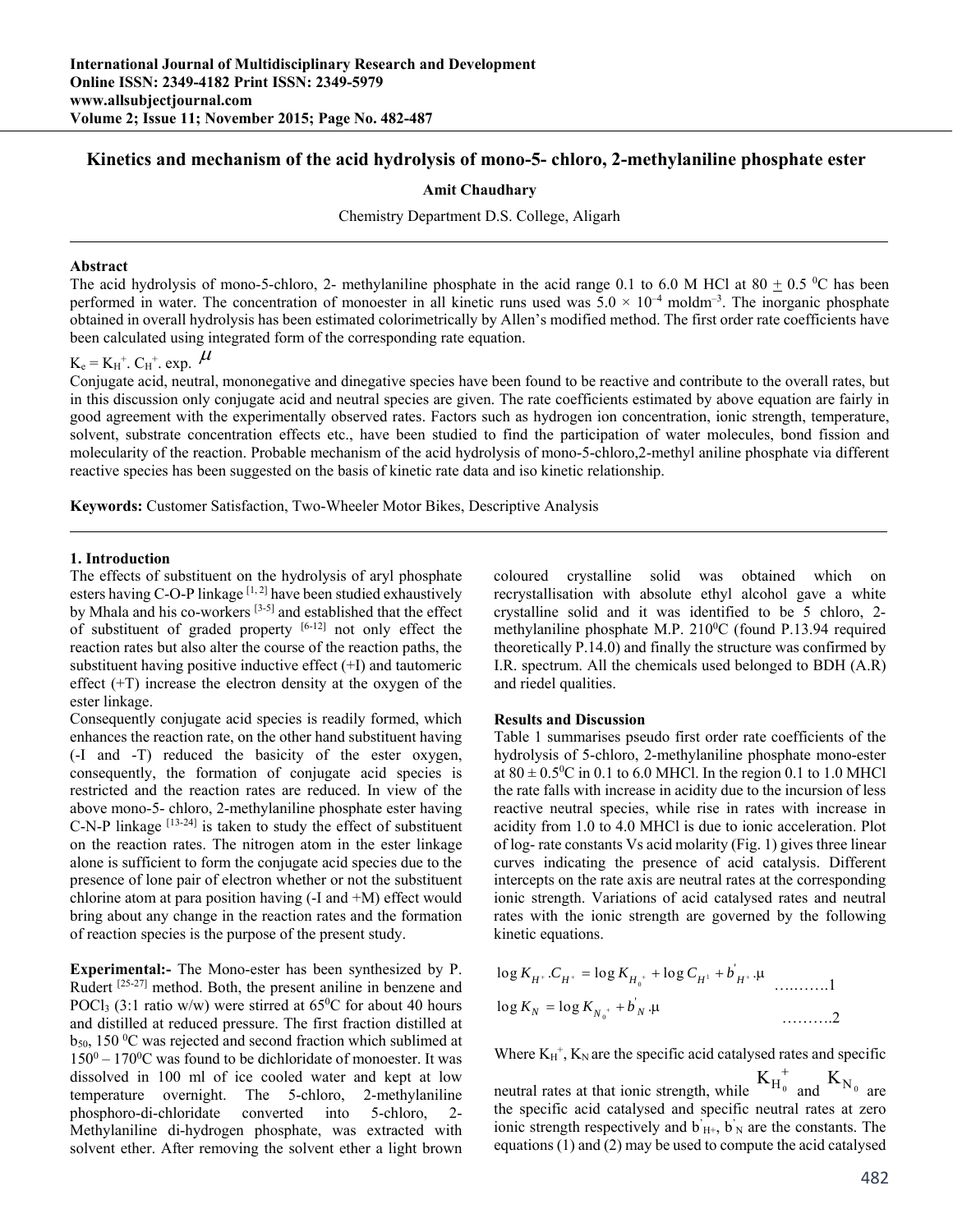# Kinetics and mechanism of the acid hydrolysis of mono-5- chloro, 2-methylaniline phosphate ester

**Amit Chaudhary**

Chemistry Department D.S. College, Aligarh

### Abstract

The acid hydrolysis of mono-5-chloro, 2- methylaniline phosphate in the acid range 0.1 to 6.0 M HCl at 80 ± 0.5 $^0$C has been performed in water. The concentration of monoester in all kinetic runs used was $5.0 \times 10^{-4}$ moldm$^{-3}$. The inorganic phosphate obtained in overall hydrolysis has been estimated colorimetrically by Allen's modified method. The first order rate coefficients have been calculated using integrated form of the corresponding rate equation.

$K_e = K_{H}^{+}. C_{H}^{+}. \exp. \mu$

Conjugate acid, neutral, mononegative and dinegative species have been found to be reactive and contribute to the overall rates, but in this discussion only conjugate acid and neutral species are given. The rate coefficients estimated by above equation are fairly in good agreement with the experimentally observed rates. Factors such as hydrogen ion concentration, ionic strength, temperature, solvent, substrate concentration effects etc., have been studied to find the participation of water molecules, bond fission and molecularity of the reaction. Probable mechanism of the acid hydrolysis of mono-5-chloro,2-methyl aniline phosphate via different reactive species has been suggested on the basis of kinetic rate data and iso kinetic relationship.

**Keywords:** Customer Satisfaction, Two-Wheeler Motor Bikes, Descriptive Analysis

## 1. Introduction

The effects of substituent on the hydrolysis of aryl phosphate esters having C-O-P linkage [1, 2] have been studied exhaustively by Mhala and his co-workers [3-5] and established that the effect of substituent of graded property [6-12] not only effect the reaction rates but also alter the course of the reaction paths, the substituent having positive inductive effect (+I) and tautomeric effect (+T) increase the electron density at the oxygen of the ester linkage.

Consequently conjugate acid species is readily formed, which enhances the reaction rate, on the other hand substituent having (-I and -T) reduced the basicity of the ester oxygen, consequently, the formation of conjugate acid species is restricted and the reaction rates are reduced. In view of the above mono-5- chloro, 2-methylaniline phosphate ester having C-N-P linkage [13-24] is taken to study the effect of substituent on the reaction rates. The nitrogen atom in the ester linkage alone is sufficient to form the conjugate acid species due to the presence of lone pair of electron whether or not the substituent chlorine atom at para position having (-I and +M) effect would bring about any change in the reaction rates and the formation of reaction species is the purpose of the present study.

**Experimental:-** The Mono-ester has been synthesized by P. Rudert [25-27] method. Both, the present aniline in benzene and $POCl_3$ (3:1 ratio w/w) were stirred at 65$^0$C for about 40 hours and distilled at reduced pressure. The first fraction distilled at $b_{50}$, 150 $^0$C was rejected and second fraction which sublimed at 150$^0$ – 170$^0$C was found to be dichloridate of monoester. It was dissolved in 100 ml of ice cooled water and kept at low temperature overnight. The 5-chloro, 2-methylaniline phosphoro-di-chloridate converted into 5-chloro, 2-Methylaniline di-hydrogen phosphate, was extracted with solvent ether. After removing the solvent ether a light brown coloured crystalline solid was obtained which on recrystallisation with absolute ethyl alcohol gave a white crystalline solid and it was identified to be 5 chloro, 2-methylaniline phosphate M.P. 210$^0$C (found P.13.94 required theoretically P.14.0) and finally the structure was confirmed by I.R. spectrum. All the chemicals used belonged to BDH (A.R) and riedel qualities.

## Results and Discussion

Table 1 summarises pseudo first order rate coefficients of the hydrolysis of 5-chloro, 2-methylaniline phosphate mono-ester at 80 ± 0.5$^0$C in 0.1 to 6.0 MHCl. In the region 0.1 to 1.0 MHCl the rate falls with increase in acidity due to the incursion of less reactive neutral species, while rise in rates with increase in acidity from 1.0 to 4.0 MHCl is due to ionic acceleration. Plot of log- rate constants Vs acid molarity (Fig. 1) gives three linear curves indicating the presence of acid catalysis. Different intercepts on the rate axis are neutral rates at the corresponding ionic strength. Variations of acid catalysed rates and neutral rates with the ionic strength are governed by the following kinetic equations.

$$\log K_{H^+}.C_{H^+} = \log K_{H_0^+} + \log C_{H^+} + b'_{H^+}.\mu \quad \text{……….1}$$

$$\log K_N = \log K_{N_0^+} + b'_N.\mu \quad \text{……….2}$$

Where $K_H^+$, $K_N$ are the specific acid catalysed rates and specific neutral rates at that ionic strength, while $K_{H_0}^{+}$ and $K_{N_0}$ are the specific acid catalysed and specific neutral rates at zero ionic strength respectively and $b'_{H+}$, $b'_N$ are the constants. The equations (1) and (2) may be used to compute the acid catalysed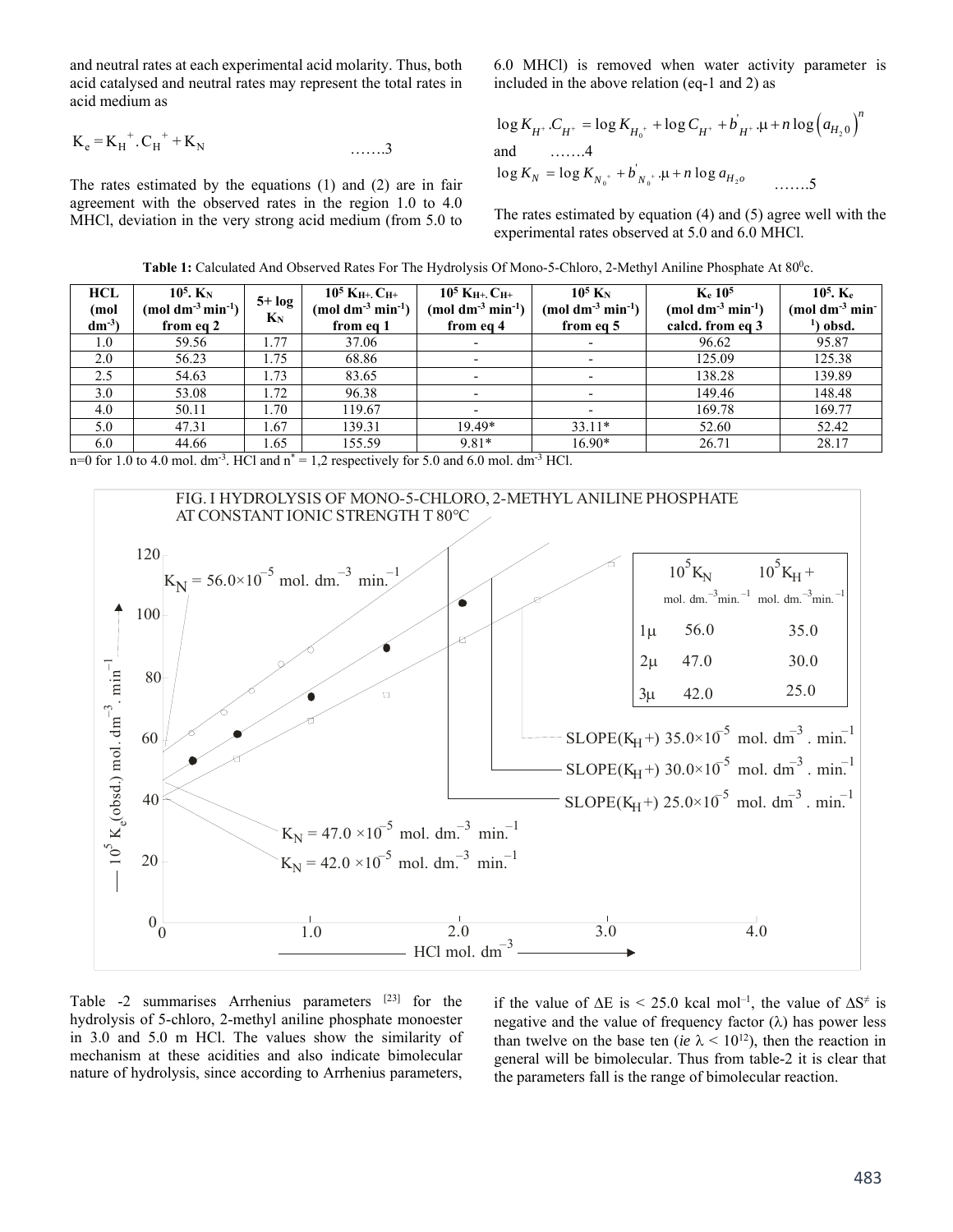and neutral rates at each experimental acid molarity. Thus, both acid catalysed and neutral rates may represent the total rates in acid medium as

$$K_e = K_{H^+} . C_{H^+} + K_N \qquad …….3$$

The rates estimated by the equations (1) and (2) are in fair agreement with the observed rates in the region 1.0 to 4.0 MHCl, deviation in the very strong acid medium (from 5.0 to 6.0 MHCl) is removed when water activity parameter is included in the above relation (eq-1 and 2) as

$$\log K_{H^+}.C_{H^+} = \log K_{H_0^+} + \log C_{H^+} + b'_{H^+}.\mu + n \log \left(a_{H_20}\right)^n$$

and …….4

$$\log K_N = \log K_{N_0^+} + b'_{N_0^+}.\mu + n \log a_{H_2o} \qquad …….5$$

The rates estimated by equation (4) and (5) agree well with the experimental rates observed at 5.0 and 6.0 MHCl.

**Table 1:** Calculated And Observed Rates For The Hydrolysis Of Mono-5-Chloro, 2-Methyl Aniline Phosphate At $80^0$c.

| HCL (mol $dm^{-3}$) | $10^5$. $K_N$ (mol $dm^{-3}$ $min^{-1}$) from eq 2 | 5+ log $K_N$ | $10^5$ $K_{H+}$. $C_{H+}$ (mol $dm^{-3}$ $min^{-1}$) from eq 1 | $10^5$ $K_{H+}$. $C_{H+}$ (mol $dm^{-3}$ $min^{-1}$) from eq 4 | $10^5$ $K_N$ (mol $dm^{-3}$ $min^{-1}$) from eq 5 | $K_e$ $10^5$ (mol $dm^{-3}$ $min^{-1}$) calcd. from eq 3 | $10^5$. $K_e$ (mol $dm^{-3}$ $min^{-1}$) obsd. |
|---|---|---|---|---|---|---|---|
| 1.0 | 59.56 | 1.77 | 37.06 | - | - | 96.62 | 95.87 |
| 2.0 | 56.23 | 1.75 | 68.86 | - | - | 125.09 | 125.38 |
| 2.5 | 54.63 | 1.73 | 83.65 | - | - | 138.28 | 139.89 |
| 3.0 | 53.08 | 1.72 | 96.38 | - | - | 149.46 | 148.48 |
| 4.0 | 50.11 | 1.70 | 119.67 | - | - | 169.78 | 169.77 |
| 5.0 | 47.31 | 1.67 | 139.31 | 19.49* | 33.11* | 52.60 | 52.42 |
| 6.0 | 44.66 | 1.65 | 155.59 | 9.81* | 16.90* | 26.71 | 28.17 |

n=0 for 1.0 to 4.0 mol. $dm^{-3}$. HCl and $n^*$ = 1,2 respectively for 5.0 and 6.0 mol. $dm^{-3}$ HCl.

FIG. I HYDROLYSIS OF MONO-5-CHLORO, 2-METHYL ANILINE PHOSPHATE AT CONSTANT IONIC STRENGTH T 80°C

Table -2 summarises Arrhenius parameters [23] for the hydrolysis of 5-chloro, 2-methyl aniline phosphate monoester in 3.0 and 5.0 m HCl. The values show the similarity of mechanism at these acidities and also indicate bimolecular nature of hydrolysis, since according to Arrhenius parameters, if the value of ΔE is < 25.0 kcal $mol^{-1}$, the value of $\Delta S^{\neq}$ is negative and the value of frequency factor (λ) has power less than twelve on the base ten (*ie* $\lambda < 10^{12}$), then the reaction in general will be bimolecular. Thus from table-2 it is clear that the parameters fall is the range of bimolecular reaction.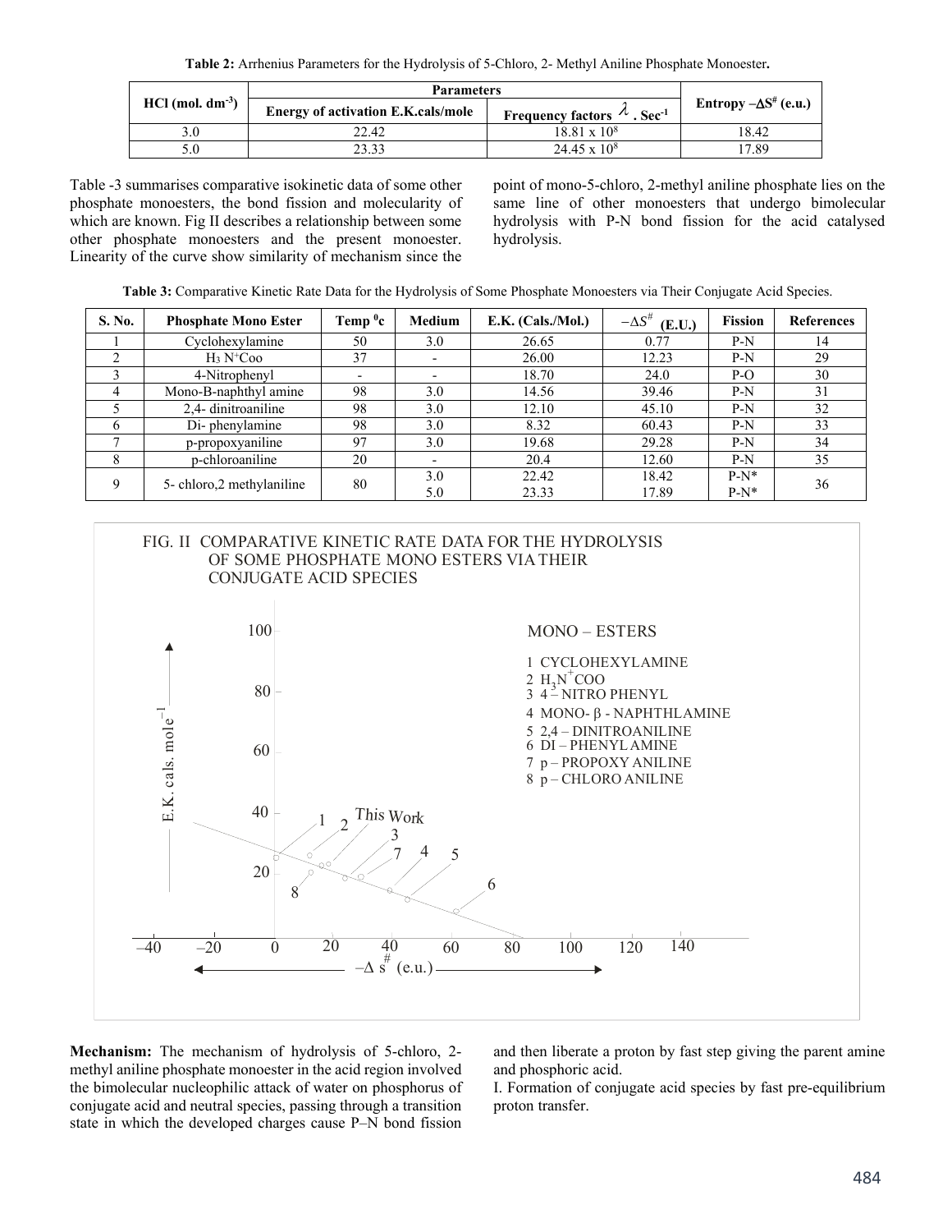**Table 2:** Arrhenius Parameters for the Hydrolysis of 5-Chloro, 2- Methyl Aniline Phosphate Monoester**.**

| HCl (mol. $dm^{-3}$) | Parameters | | Entropy $-\Delta S^{\#}$ (e.u.) |
|---|---|---|---|
| | Energy of activation E.K.cals/mole | Frequency factors $\lambda$ . $Sec^{-1}$ | |
| 3.0 | 22.42 | $18.81 \times 10^{8}$ | 18.42 |
| 5.0 | 23.33 | $24.45 \times 10^{8}$ | 17.89 |

Table -3 summarises comparative isokinetic data of some other phosphate monoesters, the bond fission and molecularity of which are known. Fig II describes a relationship between some other phosphate monoesters and the present monoester. Linearity of the curve show similarity of mechanism since the point of mono-5-chloro, 2-methyl aniline phosphate lies on the same line of other monoesters that undergo bimolecular hydrolysis with P-N bond fission for the acid catalysed hydrolysis.

**Table 3:** Comparative Kinetic Rate Data for the Hydrolysis of Some Phosphate Monoesters via Their Conjugate Acid Species.

| S. No. | Phosphate Mono Ester | Temp $^{0}$c | Medium | E.K. (Cals./Mol.) | $-\Delta S^{\#}$ (E.U.) | Fission | References |
|---|---|---|---|---|---|---|---|
| 1 | Cyclohexylamine | 50 | 3.0 | 26.65 | 0.77 | P-N | 14 |
| 2 | $H_3 N^{+}Coo$ | 37 | - | 26.00 | 12.23 | P-N | 29 |
| 3 | 4-Nitrophenyl | - | - | 18.70 | 24.0 | P-O | 30 |
| 4 | Mono-B-naphthyl amine | 98 | 3.0 | 14.56 | 39.46 | P-N | 31 |
| 5 | 2,4- dinitroaniline | 98 | 3.0 | 12.10 | 45.10 | P-N | 32 |
| 6 | Di- phenylamine | 98 | 3.0 | 8.32 | 60.43 | P-N | 33 |
| 7 | p-propoxyaniline | 97 | 3.0 | 19.68 | 29.28 | P-N | 34 |
| 8 | p-chloroaniline | 20 | - | 20.4 | 12.60 | P-N | 35 |
| 9 | 5- chloro,2 methylaniline | 80 | 3.0<br>5.0 | 22.42<br>23.33 | 18.42<br>17.89 | P-N*<br>P-N* | 36 |

FIG. II COMPARATIVE KINETIC RATE DATA FOR THE HYDROLYSIS OF SOME PHOSPHATE MONO ESTERS VIA THEIR CONJUGATE ACID SPECIES

MONO – ESTERS

1 CYCLOHEXYLAMINE
2 $H_3N^{+}COO$
3 4 – NITRO PHENYL
4 MONO- β - NAPHTHLAMINE
5 2,4 – DINITROANILINE
6 DI – PHENYL AMINE
7 p – PROPOXY ANILINE
8 p – CHLORO ANILINE

**Mechanism:** The mechanism of hydrolysis of 5-chloro, 2-methyl aniline phosphate monoester in the acid region involved the bimolecular nucleophilic attack of water on phosphorus of conjugate acid and neutral species, passing through a transition state in which the developed charges cause P–N bond fission and then liberate a proton by fast step giving the parent amine and phosphoric acid.

I. Formation of conjugate acid species by fast pre-equilibrium proton transfer.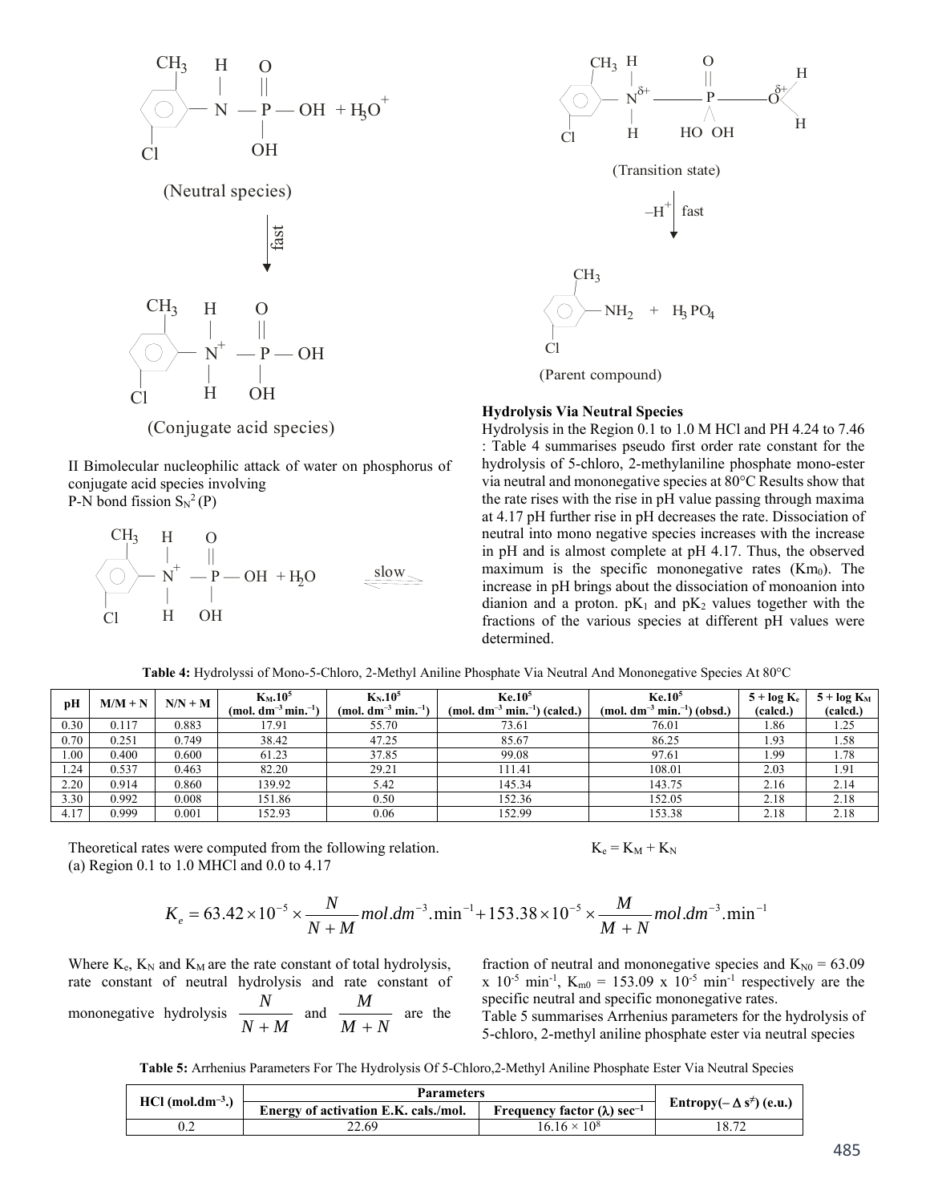(Neutral species)

fast

(Conjugate acid species)

II Bimolecular nucleophilic attack of water on phosphorus of conjugate acid species involving P-N bond fission $S_N^2$ (P)

slow

(Transition state)

$-H^+$ fast

(Parent compound)

### Hydrolysis Via Neutral Species

Hydrolysis in the Region 0.1 to 1.0 M HCl and PH 4.24 to 7.46 : Table 4 summarises pseudo first order rate constant for the hydrolysis of 5-chloro, 2-methylaniline phosphate mono-ester via neutral and mononegative species at 80°C Results show that the rate rises with the rise in pH value passing through maxima at 4.17 pH further rise in pH decreases the rate. Dissociation of neutral into mono negative species increases with the increase in pH and is almost complete at pH 4.17. Thus, the observed maximum is the specific mononegative rates ($Km_0$). The increase in pH brings about the dissociation of monoanion into dianion and a proton. $pK_1$ and $pK_2$ values together with the fractions of the various species at different pH values were determined.

**Table 4:** Hydrolyssi of Mono-5-Chloro, 2-Methyl Aniline Phosphate Via Neutral And Mononegative Species At 80°C

| pH | M/M + N | N/N + M | $K_M.10^5$ (mol. $dm^{-3}$ $min.^{-1}$) | $K_N.10^5$ (mol. $dm^{-3}$ $min.^{-1}$) | $Ke.10^5$ (mol. $dm^{-3}$ $min.^{-1}$) (calcd.) | $Ke.10^5$ (mol. $dm^{-3}$ $min.^{-1}$) (obsd.) | 5 + log $K_e$ (calcd.) | 5 + log $K_M$ (calcd.) |
|---|---|---|---|---|---|---|---|---|
| 0.30 | 0.117 | 0.883 | 17.91 | 55.70 | 73.61 | 76.01 | 1.86 | 1.25 |
| 0.70 | 0.251 | 0.749 | 38.42 | 47.25 | 85.67 | 86.25 | 1.93 | 1.58 |
| 1.00 | 0.400 | 0.600 | 61.23 | 37.85 | 99.08 | 97.61 | 1.99 | 1.78 |
| 1.24 | 0.537 | 0.463 | 82.20 | 29.21 | 111.41 | 108.01 | 2.03 | 1.91 |
| 2.20 | 0.914 | 0.860 | 139.92 | 5.42 | 145.34 | 143.75 | 2.16 | 2.14 |
| 3.30 | 0.992 | 0.008 | 151.86 | 0.50 | 152.36 | 152.05 | 2.18 | 2.18 |
| 4.17 | 0.999 | 0.001 | 152.93 | 0.06 | 152.99 | 153.38 | 2.18 | 2.18 |

Theoretical rates were computed from the following relation. $K_e = K_M + K_N$

(a) Region 0.1 to 1.0 MHCl and 0.0 to 4.17

$$K_e = 63.42 \times 10^{-5} \times \frac{N}{N+M} mol.dm^{-3}.\min^{-1} + 153.38 \times 10^{-5} \times \frac{M}{M+N} mol.dm^{-3}.\min^{-1}$$

Where $K_e$, $K_N$ and $K_M$ are the rate constant of total hydrolysis, rate constant of neutral hydrolysis and rate constant of mononegative hydrolysis $\frac{N}{N+M}$ and $\frac{M}{M+N}$ are the fraction of neutral and mononegative species and $K_{N0}$ = 63.09 x $10^{-5}$ $min^{-1}$, $K_{m0}$ = 153.09 x $10^{-5}$ $min^{-1}$ respectively are the specific neutral and specific mononegative rates.

Table 5 summarises Arrhenius parameters for the hydrolysis of 5-chloro, 2-methyl aniline phosphate ester via neutral species

**Table 5:** Arrhenius Parameters For The Hydrolysis Of 5-Chloro,2-Methyl Aniline Phosphate Ester Via Neutral Species

| HCl ($mol.dm^{-3}$.) | Parameters | | Entropy($-\Delta s^{\neq}$) (e.u.) |
|---|---|---|---|
| | Energy of activation E.K. cals./mol. | Frequency factor (λ) $sec^{-1}$ | |
| 0.2 | 22.69 | $16.16 \times 10^8$ | 18.72 |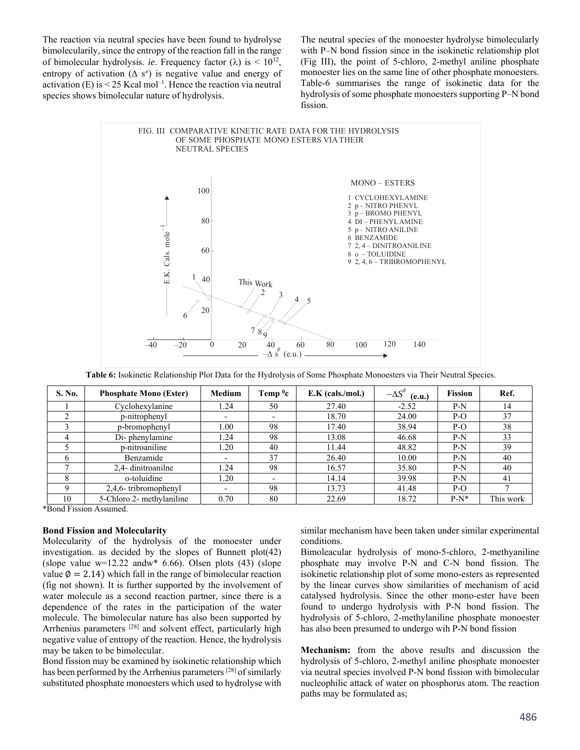The reaction via neutral species have been found to hydrolyse bimolecularily, since the entropy of the reaction fall in the range of bimolecular hydrolysis. *ie*. Frequency factor ($\lambda$) is < $10^{12}$, entropy of activation ($\Delta s^{\neq}$) is negative value and energy of activation (E) is < 25 Kcal mol$^{-1}$. Hence the reaction via neutral species shows bimolecular nature of hydrolysis.

The neutral species of the monoester hydrolyse bimolecularly with P–N bond fission since in the isokinetic relationship plot (Fig III), the point of 5-chloro, 2-methyl aniline phosphate monoester lies on the same line of other phosphate monoesters. Table-6 summarises the range of isokinetic data for the hydrolysis of some phosphate monoesters supporting P–N bond fission.

FIG. III COMPARATIVE KINETIC RATE DATA FOR THE HYDROLYSIS OF SOME PHOSPHATE MONO ESTERS VIA THEIR NEUTRAL SPECIES

MONO – ESTERS
1 CYCLOHEXYLAMINE
2 p – NITRO PHENYL
3 p – BROMO PHENYL
4 DI – PHENYL AMINE
5 p – NITRO ANILINE
6 BENZAMIDE
7 2, 4 – DINITROANILINE
8 o – TOLUIDINE
9 2, 4, 6 – TRIBROMOPHENYL

**Table 6:** Isokinetic Relationship Plot Data for the Hydrolysis of Some Phosphate Monoesters via Their Neutral Species.

| S. No. | Phosphate Mono (Ester) | Medium | Temp $^0$c | E.K (cals./mol.) | $-\Delta S^{\#}$ (e.u.) | Fission | Ref. |
|---|---|---|---|---|---|---|---|
| 1 | Cyclohexylanine | 1.24 | 50 | 27.40 | -2.52 | P-N | 14 |
| 2 | p-nitrophenyl | - | - | 18.70 | 24.00 | P-O | 37 |
| 3 | p-bromophenyl | 1.00 | 98 | 17.40 | 38.94 | P-O | 38 |
| 4 | Di- phenylamine | 1.24 | 98 | 13.08 | 46.68 | P-N | 33 |
| 5 | p-nitroaniline | 1.20 | 40 | 11.44 | 48.82 | P-N | 39 |
| 6 | Benzamide | - | 37 | 26.40 | 10.00 | P-N | 40 |
| 7 | 2,4- dinitroanilne | 1.24 | 98 | 16.57 | 35.80 | P-N | 40 |
| 8 | o-toluidine | 1.20 | - | 14.14 | 39.98 | P-N | 41 |
| 9 | 2,4,6- tribromophenyl | - | 98 | 13.73 | 41.48 | P-O | 7 |
| 10 | 5-Chloro 2- methylaniline | 0.70 | 80 | 22.69 | 18.72 | P-N* | This work |

*Bond Fission Assumed.

### Bond Fission and Molecularity

Molecularity of the hydrolysis of the monoester under investigation. as decided by the slopes of Bunnett plot(42) (slope value w=12.22 andw* 6.66). Olsen plots (43) (slope value $\emptyset = 2.14$) which fall in the range of bimolecular reaction (fig not shown). It is further supported by the involvement of water molecule as a second reaction partner, since there is a dependence of the rates in the participation of the water molecule. The bimolecular nature has also been supported by Arrhenius parameters [28] and solvent effect, particularly high negative value of entropy of the reaction. Hence, the hydrolysis may be taken to be bimolecular.

Bond fission may be examined by isokinetic relationship which has been performed by the Arrhenius parameters [28] of similarly substituted phosphate monoesters which used to hydrolyse with similar mechanism have been taken under similar experimental conditions.

Bimoleacular hydrolysis of mono-5-chloro, 2-methyaniline phosphate may involve P-N and C-N bond fission. The isokinetic relationship plot of some mono-esters as represented by the linear curves show similarities of mechanism of acid catalysed hydrolysis. Since the other mono-ester have been found to undergo hydrolysis with P-N bond fission. The hydrolysis of 5-chloro, 2-methylaniline phosphate monoester has also been presumed to undergo wih P-N bond fission

**Mechanism:** from the above results and discussion the hydrolysis of 5-chloro, 2-methyl aniline phosphate monoester via neutral species involved P-N bond fission with bimolecular nucleophilic attack of water on phosphorus atom. The reaction paths may be formulated as;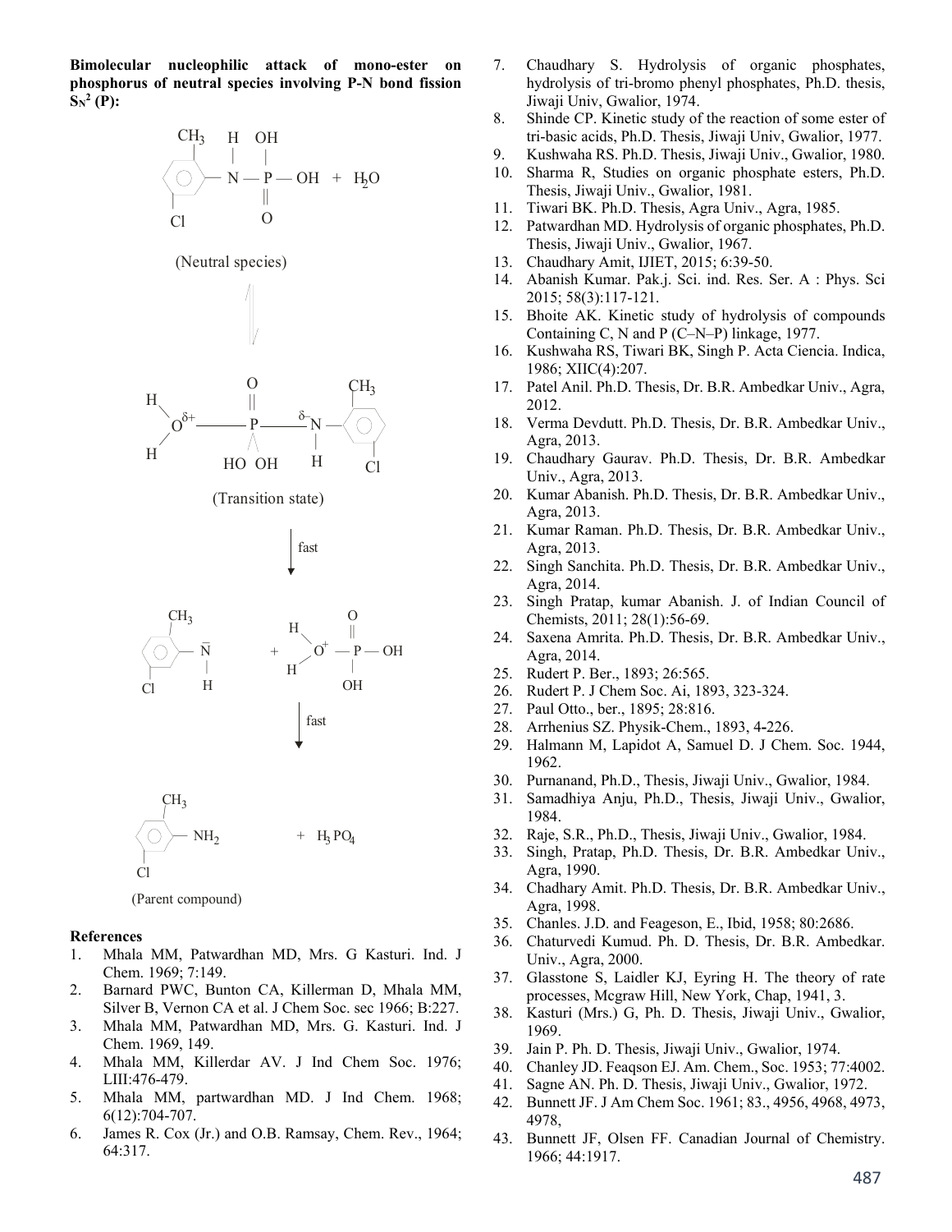**Bimolecular nucleophilic attack of mono-ester on phosphorus of neutral species involving P-N bond fission $S_N^2$ (P):**

(Neutral species)

(Transition state)

fast

fast

$NH_2$ + $H_3PO_4$

(Parent compound)

**References**

1. Mhala MM, Patwardhan MD, Mrs. G Kasturi. Ind. J Chem. 1969; 7:149.
2. Barnard PWC, Bunton CA, Killerman D, Mhala MM, Silver B, Vernon CA et al. J Chem Soc. sec 1966; B:227.
3. Mhala MM, Patwardhan MD, Mrs. G. Kasturi. Ind. J Chem. 1969, 149.
4. Mhala MM, Killerdar AV. J Ind Chem Soc. 1976; LIII:476-479.
5. Mhala MM, partwardhan MD. J Ind Chem. 1968; 6(12):704-707.
6. James R. Cox (Jr.) and O.B. Ramsay, Chem. Rev., 1964; 64:317.
7. Chaudhary S. Hydrolysis of organic phosphates, hydrolysis of tri-bromo phenyl phosphates, Ph.D. thesis, Jiwaji Univ, Gwalior, 1974.
8. Shinde CP. Kinetic study of the reaction of some ester of tri-basic acids, Ph.D. Thesis, Jiwaji Univ, Gwalior, 1977.
9. Kushwaha RS. Ph.D. Thesis, Jiwaji Univ., Gwalior, 1980.
10. Sharma R, Studies on organic phosphate esters, Ph.D. Thesis, Jiwaji Univ., Gwalior, 1981.
11. Tiwari BK. Ph.D. Thesis, Agra Univ., Agra, 1985.
12. Patwardhan MD. Hydrolysis of organic phosphates, Ph.D. Thesis, Jiwaji Univ., Gwalior, 1967.
13. Chaudhary Amit, IJIET, 2015; 6:39-50.
14. Abanish Kumar. Pak.j. Sci. ind. Res. Ser. A : Phys. Sci 2015; 58(3):117-121.
15. Bhoite AK. Kinetic study of hydrolysis of compounds Containing C, N and P (C–N–P) linkage, 1977.
16. Kushwaha RS, Tiwari BK, Singh P. Acta Ciencia. Indica, 1986; XIIC(4):207.
17. Patel Anil. Ph.D. Thesis, Dr. B.R. Ambedkar Univ., Agra, 2012.
18. Verma Devdutt. Ph.D. Thesis, Dr. B.R. Ambedkar Univ., Agra, 2013.
19. Chaudhary Gaurav. Ph.D. Thesis, Dr. B.R. Ambedkar Univ., Agra, 2013.
20. Kumar Abanish. Ph.D. Thesis, Dr. B.R. Ambedkar Univ., Agra, 2013.
21. Kumar Raman. Ph.D. Thesis, Dr. B.R. Ambedkar Univ., Agra, 2013.
22. Singh Sanchita. Ph.D. Thesis, Dr. B.R. Ambedkar Univ., Agra, 2014.
23. Singh Pratap, kumar Abanish. J. of Indian Council of Chemists, 2011; 28(1):56-69.
24. Saxena Amrita. Ph.D. Thesis, Dr. B.R. Ambedkar Univ., Agra, 2014.
25. Rudert P. Ber., 1893; 26:565.
26. Rudert P. J Chem Soc. Ai, 1893, 323-324.
27. Paul Otto., ber., 1895; 28:816.
28. Arrhenius SZ. Physik-Chem., 1893, 4-226.
29. Halmann M, Lapidot A, Samuel D. J Chem. Soc. 1944, 1962.
30. Purnanand, Ph.D., Thesis, Jiwaji Univ., Gwalior, 1984.
31. Samadhiya Anju, Ph.D., Thesis, Jiwaji Univ., Gwalior, 1984.
32. Raje, S.R., Ph.D., Thesis, Jiwaji Univ., Gwalior, 1984.
33. Singh, Pratap, Ph.D. Thesis, Dr. B.R. Ambedkar Univ., Agra, 1990.
34. Chadhary Amit. Ph.D. Thesis, Dr. B.R. Ambedkar Univ., Agra, 1998.
35. Chanles. J.D. and Feageson, E., Ibid, 1958; 80:2686.
36. Chaturvedi Kumud. Ph. D. Thesis, Dr. B.R. Ambedkar. Univ., Agra, 2000.
37. Glasstone S, Laidler KJ, Eyring H. The theory of rate processes, Mcgraw Hill, New York, Chap, 1941, 3.
38. Kasturi (Mrs.) G, Ph. D. Thesis, Jiwaji Univ., Gwalior, 1969.
39. Jain P. Ph. D. Thesis, Jiwaji Univ., Gwalior, 1974.
40. Chanley JD. Feaqson EJ. Am. Chem., Soc. 1953; 77:4002.
41. Sagne AN. Ph. D. Thesis, Jiwaji Univ., Gwalior, 1972.
42. Bunnett JF. J Am Chem Soc. 1961; 83., 4956, 4968, 4973, 4978,
43. Bunnett JF, Olsen FF. Canadian Journal of Chemistry. 1966; 44:1917.